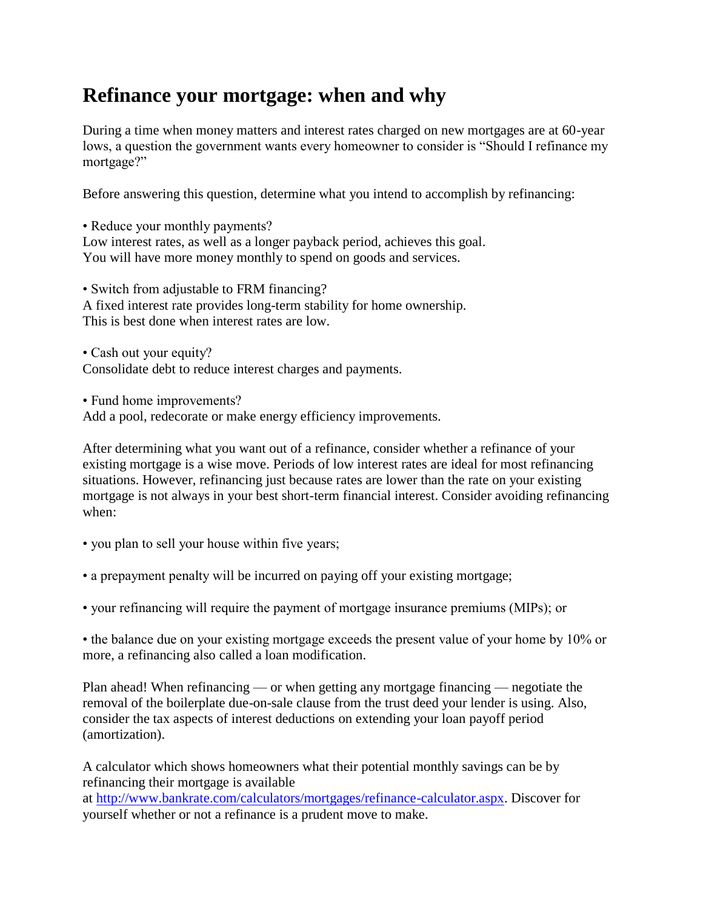# Refinance your mortgage: when and why

During a time when money matters and interest rates charged on new mortgages are at 60-year lows, a question the government wants every homeowner to consider is "Should I refinance my mortgage?"

Before answering this question, determine what you intend to accomplish by refinancing:

• Reduce your monthly payments?
Low interest rates, as well as a longer payback period, achieves this goal.
You will have more money monthly to spend on goods and services.

• Switch from adjustable to FRM financing?
A fixed interest rate provides long-term stability for home ownership.
This is best done when interest rates are low.

• Cash out your equity?
Consolidate debt to reduce interest charges and payments.

• Fund home improvements?
Add a pool, redecorate or make energy efficiency improvements.

After determining what you want out of a refinance, consider whether a refinance of your existing mortgage is a wise move. Periods of low interest rates are ideal for most refinancing situations. However, refinancing just because rates are lower than the rate on your existing mortgage is not always in your best short-term financial interest. Consider avoiding refinancing when:

• you plan to sell your house within five years;

• a prepayment penalty will be incurred on paying off your existing mortgage;

• your refinancing will require the payment of mortgage insurance premiums (MIPs); or

• the balance due on your existing mortgage exceeds the present value of your home by 10% or more, a refinancing also called a loan modification.

Plan ahead! When refinancing — or when getting any mortgage financing — negotiate the removal of the boilerplate due-on-sale clause from the trust deed your lender is using. Also, consider the tax aspects of interest deductions on extending your loan payoff period (amortization).

A calculator which shows homeowners what their potential monthly savings can be by refinancing their mortgage is available at [http://www.bankrate.com/calculators/mortgages/refinance-calculator.aspx](http://www.bankrate.com/calculators/mortgages/refinance-calculator.aspx). Discover for yourself whether or not a refinance is a prudent move to make.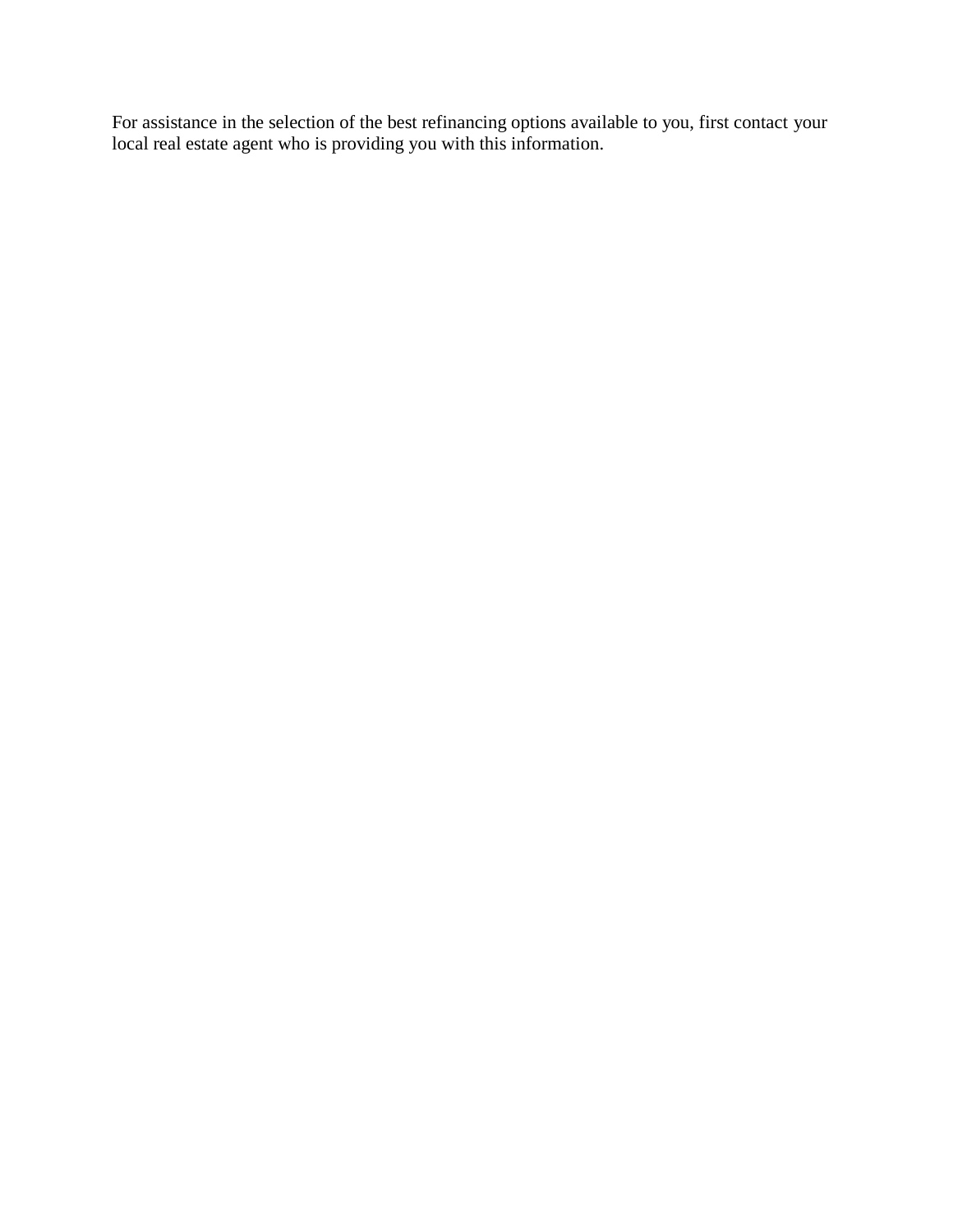For assistance in the selection of the best refinancing options available to you, first contact your local real estate agent who is providing you with this information.